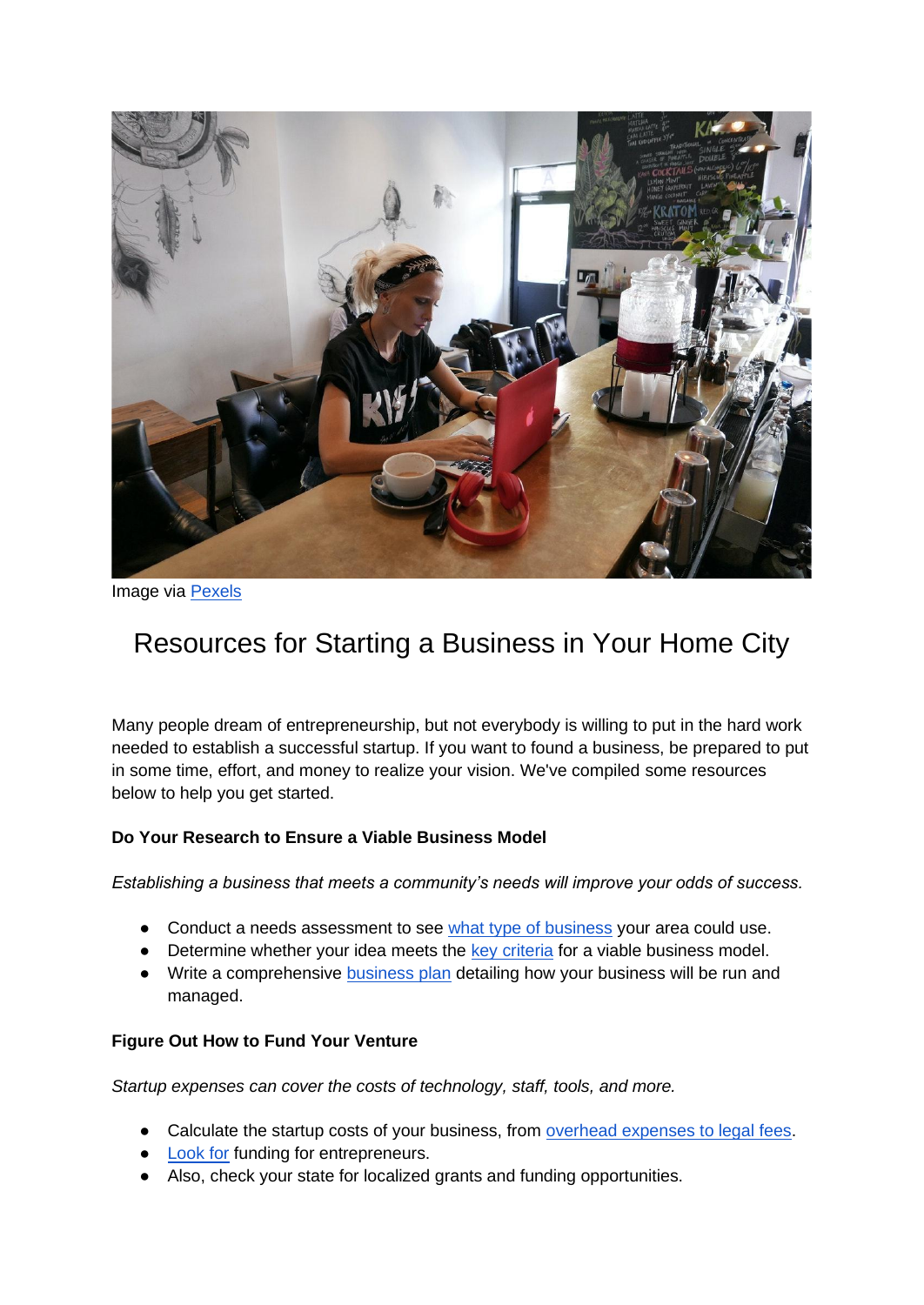Image via Pexels

# Resources for Starting a Business in Your Home City

Many people dream of entrepreneurship, but not everybody is willing to put in the hard work needed to establish a successful startup. If you want to found a business, be prepared to put in some time, effort, and money to realize your vision. We've compiled some resources below to help you get started.

**Do Your Research to Ensure a Viable Business Model**

*Establishing a business that meets a community's needs will improve your odds of success.*

- Conduct a needs assessment to see what type of business your area could use.
- Determine whether your idea meets the key criteria for a viable business model.
- Write a comprehensive business plan detailing how your business will be run and managed.

**Figure Out How to Fund Your Venture**

*Startup expenses can cover the costs of technology, staff, tools, and more.*

- Calculate the startup costs of your business, from overhead expenses to legal fees.
- Look for funding for entrepreneurs.
- Also, check your state for localized grants and funding opportunities.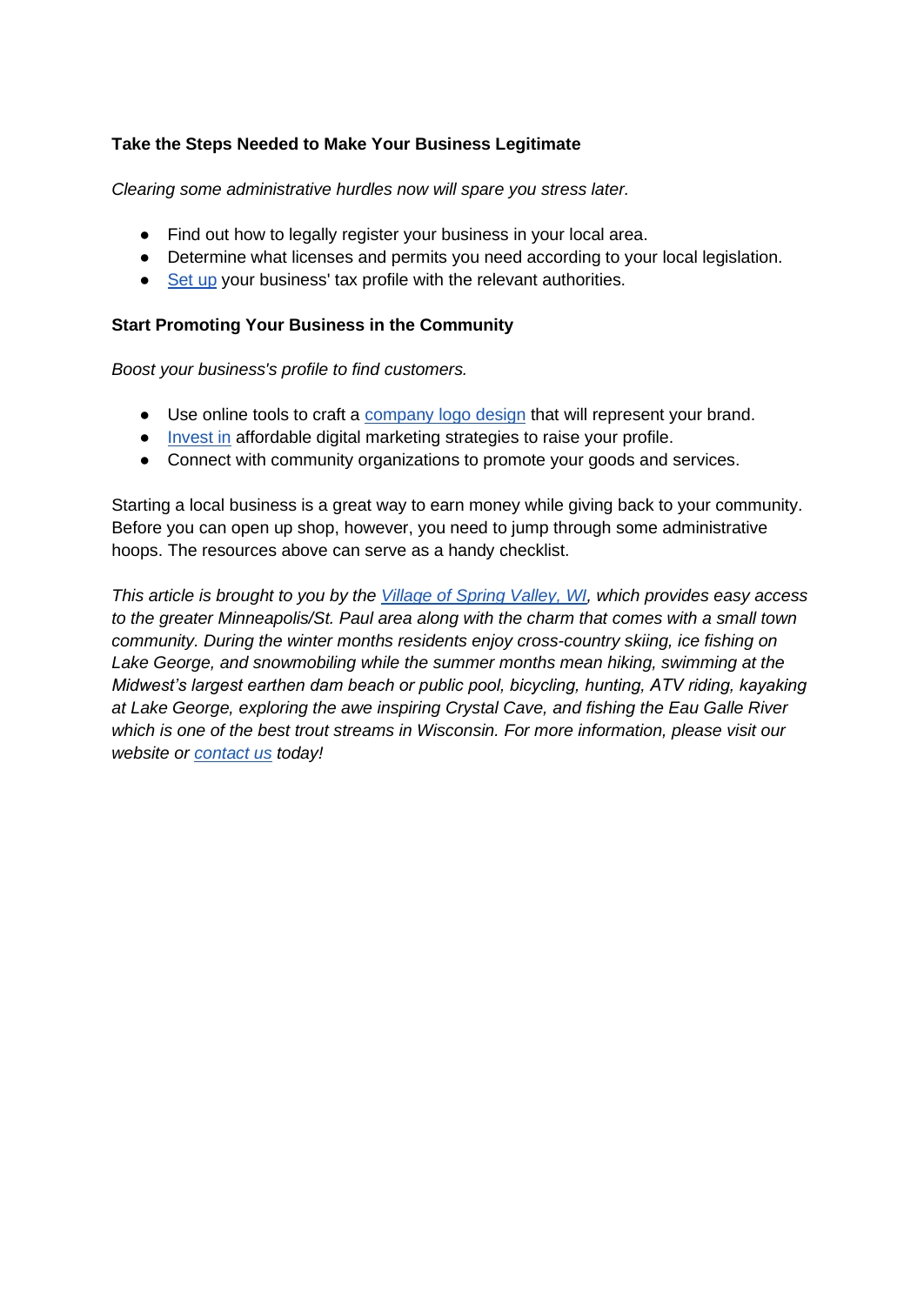**Take the Steps Needed to Make Your Business Legitimate**

*Clearing some administrative hurdles now will spare you stress later.*

- Find out how to legally register your business in your local area.
- Determine what licenses and permits you need according to your local legislation.
- Set up your business' tax profile with the relevant authorities.

**Start Promoting Your Business in the Community**

*Boost your business's profile to find customers.*

- Use online tools to craft a company logo design that will represent your brand.
- Invest in affordable digital marketing strategies to raise your profile.
- Connect with community organizations to promote your goods and services.

Starting a local business is a great way to earn money while giving back to your community. Before you can open up shop, however, you need to jump through some administrative hoops. The resources above can serve as a handy checklist.

*This article is brought to you by the Village of Spring Valley, WI, which provides easy access to the greater Minneapolis/St. Paul area along with the charm that comes with a small town community. During the winter months residents enjoy cross-country skiing, ice fishing on Lake George, and snowmobiling while the summer months mean hiking, swimming at the Midwest's largest earthen dam beach or public pool, bicycling, hunting, ATV riding, kayaking at Lake George, exploring the awe inspiring Crystal Cave, and fishing the Eau Galle River which is one of the best trout streams in Wisconsin. For more information, please visit our website or contact us today!*